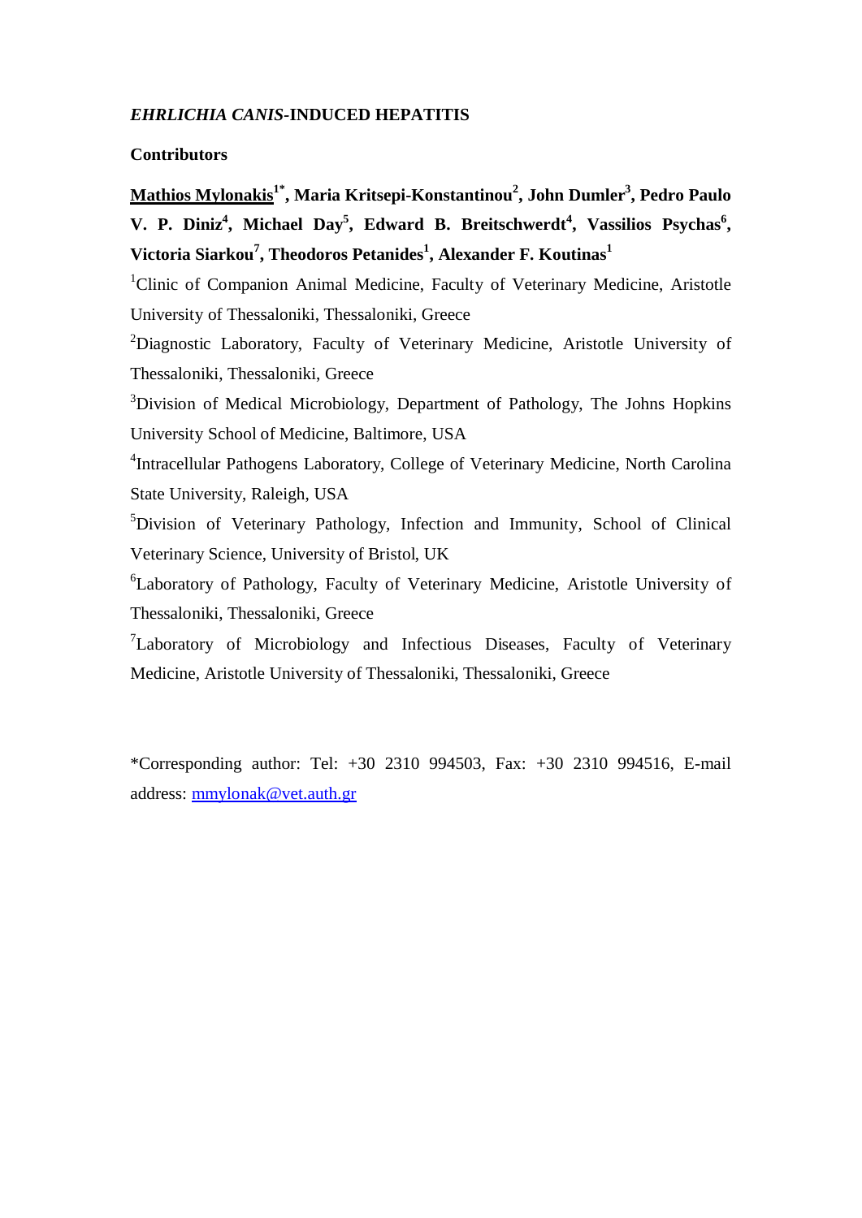# *EHRLICHIA CANIS*-INDUCED HEPATITIS

**Contributors**

**<u>Mathios Mylonakis</u>[1*], Maria Kritsepi-Konstantinou[2], John Dumler[3], Pedro Paulo V. P. Diniz[4], Michael Day[5], Edward B. Breitschwerdt[4], Vassilios Psychas[6], Victoria Siarkou[7], Theodoros Petanides[1], Alexander F. Koutinas[1]**

[1]Clinic of Companion Animal Medicine, Faculty of Veterinary Medicine, Aristotle University of Thessaloniki, Thessaloniki, Greece

[2]Diagnostic Laboratory, Faculty of Veterinary Medicine, Aristotle University of Thessaloniki, Thessaloniki, Greece

[3]Division of Medical Microbiology, Department of Pathology, The Johns Hopkins University School of Medicine, Baltimore, USA

[4]Intracellular Pathogens Laboratory, College of Veterinary Medicine, North Carolina State University, Raleigh, USA

[5]Division of Veterinary Pathology, Infection and Immunity, School of Clinical Veterinary Science, University of Bristol, UK

[6]Laboratory of Pathology, Faculty of Veterinary Medicine, Aristotle University of Thessaloniki, Thessaloniki, Greece

[7]Laboratory of Microbiology and Infectious Diseases, Faculty of Veterinary Medicine, Aristotle University of Thessaloniki, Thessaloniki, Greece

*Corresponding author: Tel: +30 2310 994503, Fax: +30 2310 994516, E-mail address: mmylonak@vet.auth.gr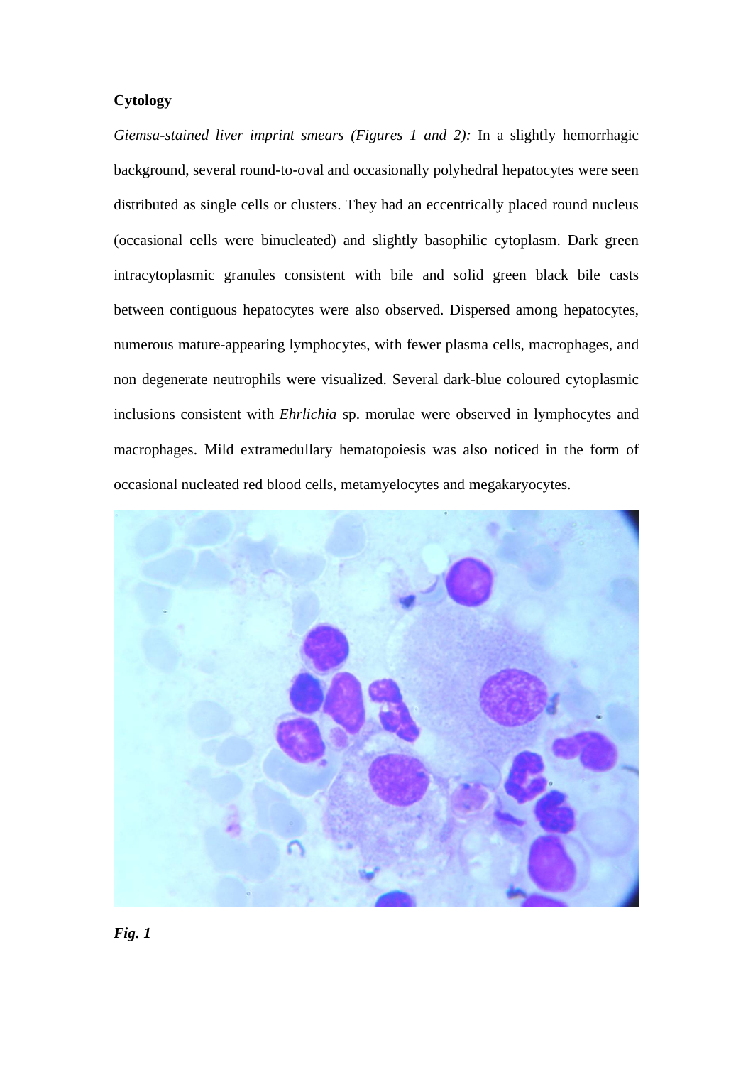**Cytology**

*Giemsa-stained liver imprint smears (Figures 1 and 2):* In a slightly hemorrhagic background, several round-to-oval and occasionally polyhedral hepatocytes were seen distributed as single cells or clusters. They had an eccentrically placed round nucleus (occasional cells were binucleated) and slightly basophilic cytoplasm. Dark green intracytoplasmic granules consistent with bile and solid green black bile casts between contiguous hepatocytes were also observed. Dispersed among hepatocytes, numerous mature-appearing lymphocytes, with fewer plasma cells, macrophages, and non degenerate neutrophils were visualized. Several dark-blue coloured cytoplasmic inclusions consistent with *Ehrlichia* sp. morulae were observed in lymphocytes and macrophages. Mild extramedullary hematopoiesis was also noticed in the form of occasional nucleated red blood cells, metamyelocytes and megakaryocytes.

***Fig. 1***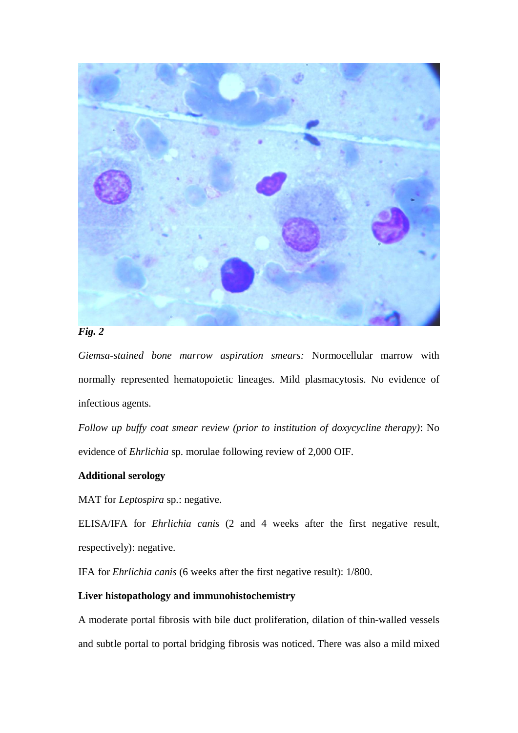*Fig. 2*

*Giemsa-stained bone marrow aspiration smears:* Normocellular marrow with normally represented hematopoietic lineages. Mild plasmacytosis. No evidence of infectious agents.

*Follow up buffy coat smear review (prior to institution of doxycycline therapy)*: No evidence of *Ehrlichia* sp. morulae following review of 2,000 OIF.

**Additional serology**

MAT for *Leptospira* sp.: negative.

ELISA/IFA for *Ehrlichia canis* (2 and 4 weeks after the first negative result, respectively): negative.

IFA for *Ehrlichia canis* (6 weeks after the first negative result): 1/800.

**Liver histopathology and immunohistochemistry**

A moderate portal fibrosis with bile duct proliferation, dilation of thin-walled vessels and subtle portal to portal bridging fibrosis was noticed. There was also a mild mixed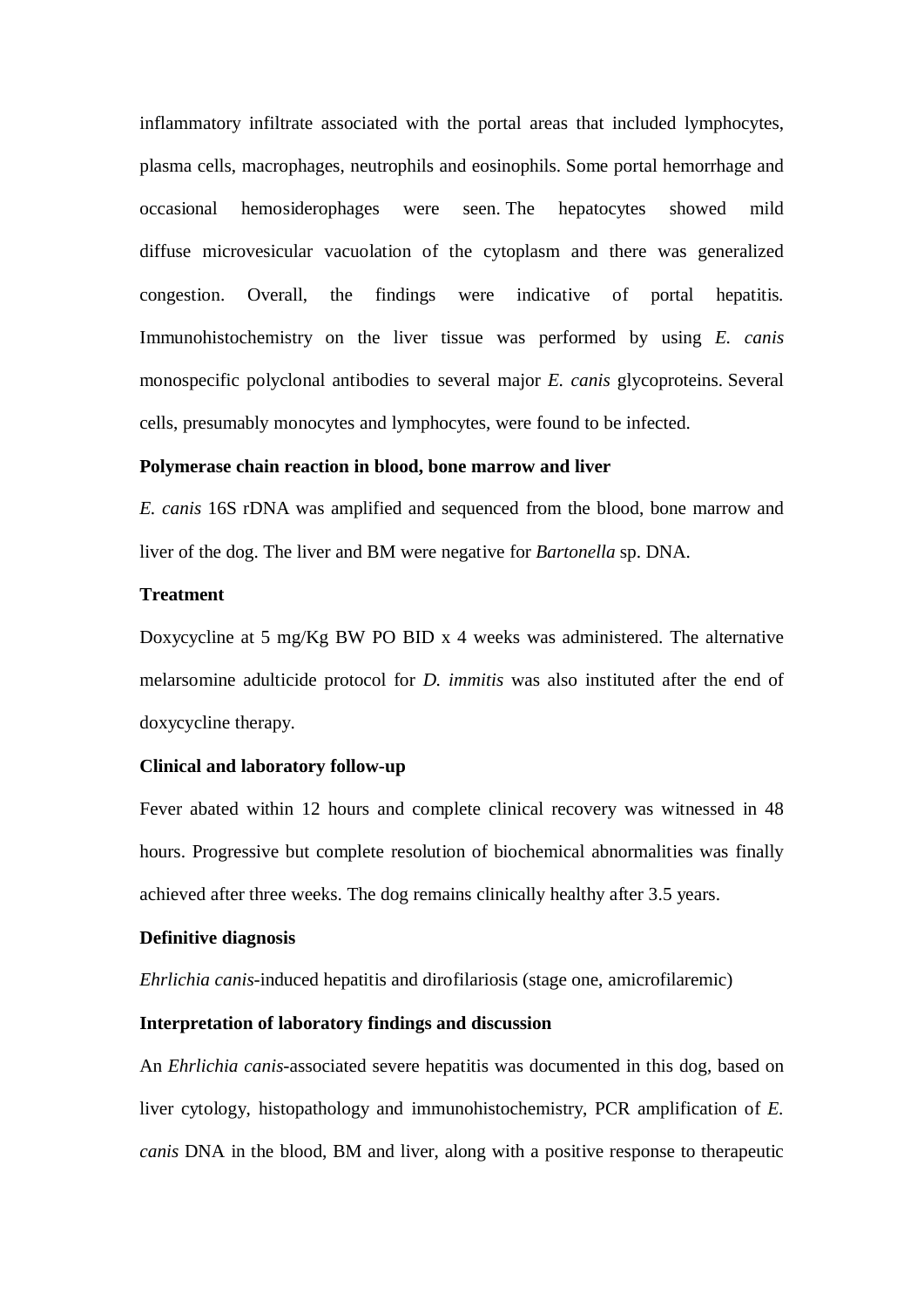inflammatory infiltrate associated with the portal areas that included lymphocytes, plasma cells, macrophages, neutrophils and eosinophils. Some portal hemorrhage and occasional hemosiderophages were seen. The hepatocytes showed mild diffuse microvesicular vacuolation of the cytoplasm and there was generalized congestion. Overall, the findings were indicative of portal hepatitis. Immunohistochemistry on the liver tissue was performed by using *E. canis* monospecific polyclonal antibodies to several major *E. canis* glycoproteins. Several cells, presumably monocytes and lymphocytes, were found to be infected.

**Polymerase chain reaction in blood, bone marrow and liver**

*E. canis* 16S rDNA was amplified and sequenced from the blood, bone marrow and liver of the dog. The liver and BM were negative for *Bartonella* sp. DNA.

**Treatment**

Doxycycline at 5 mg/Kg BW PO BID x 4 weeks was administered. The alternative melarsomine adulticide protocol for *D. immitis* was also instituted after the end of doxycycline therapy.

**Clinical and laboratory follow-up**

Fever abated within 12 hours and complete clinical recovery was witnessed in 48 hours. Progressive but complete resolution of biochemical abnormalities was finally achieved after three weeks. The dog remains clinically healthy after 3.5 years.

**Definitive diagnosis**

*Ehrlichia canis*-induced hepatitis and dirofilariosis (stage one, amicrofilaremic)

**Interpretation of laboratory findings and discussion**

An *Ehrlichia canis*-associated severe hepatitis was documented in this dog, based on liver cytology, histopathology and immunohistochemistry, PCR amplification of *E. canis* DNA in the blood, BM and liver, along with a positive response to therapeutic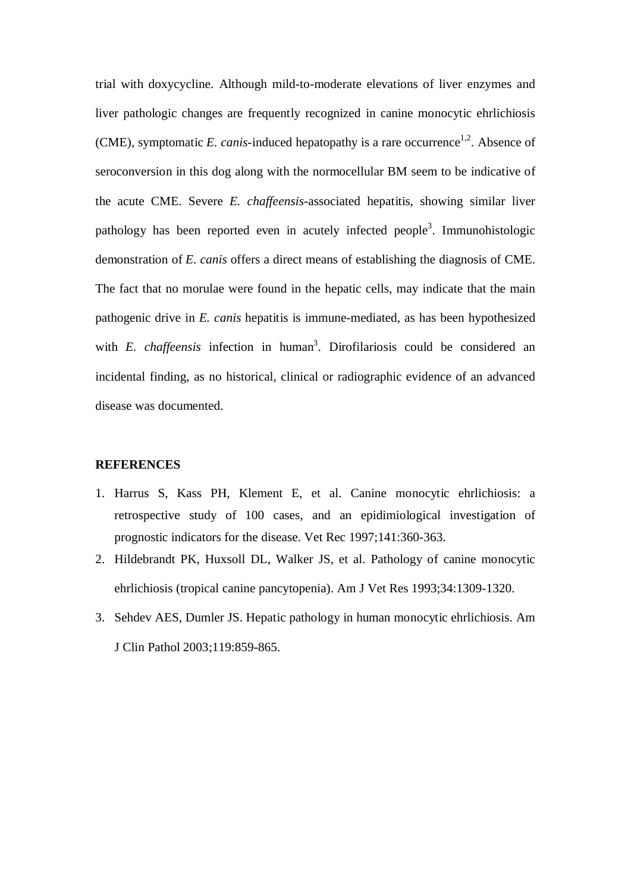trial with doxycycline. Although mild-to-moderate elevations of liver enzymes and liver pathologic changes are frequently recognized in canine monocytic ehrlichiosis (CME), symptomatic *E. canis*-induced hepatopathy is a rare occurrence[1,2]. Absence of seroconversion in this dog along with the normocellular BM seem to be indicative of the acute CME. Severe *E. chaffeensis*-associated hepatitis, showing similar liver pathology has been reported even in acutely infected people[3]. Immunohistologic demonstration of *E. canis* offers a direct means of establishing the diagnosis of CME. The fact that no morulae were found in the hepatic cells, may indicate that the main pathogenic drive in *E. canis* hepatitis is immune-mediated, as has been hypothesized with *E. chaffeensis* infection in human[3]. Dirofilariosis could be considered an incidental finding, as no historical, clinical or radiographic evidence of an advanced disease was documented.

**REFERENCES**

1. Harrus S, Kass PH, Klement E, et al. Canine monocytic ehrlichiosis: a retrospective study of 100 cases, and an epidimiological investigation of prognostic indicators for the disease. Vet Rec 1997;141:360-363.
2. Hildebrandt PK, Huxsoll DL, Walker JS, et al. Pathology of canine monocytic ehrlichiosis (tropical canine pancytopenia). Am J Vet Res 1993;34:1309-1320.
3. Sehdev AES, Dumler JS. Hepatic pathology in human monocytic ehrlichiosis. Am J Clin Pathol 2003;119:859-865.